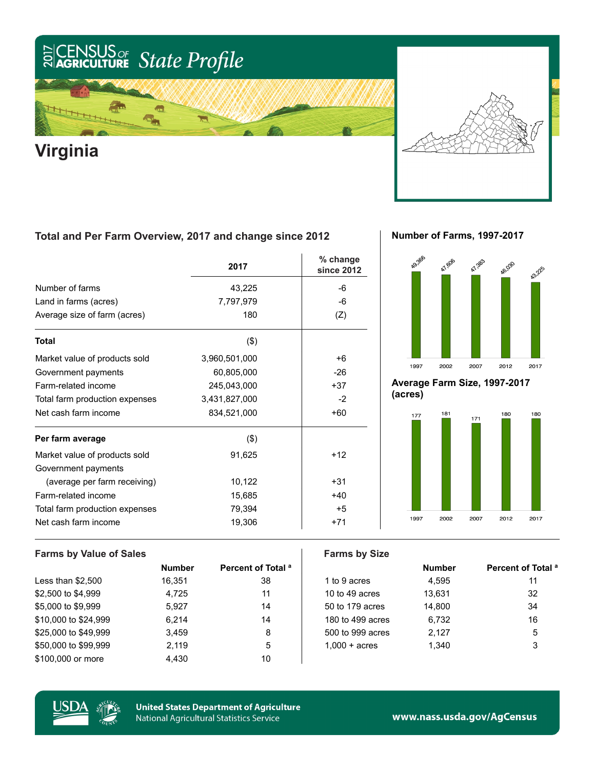# 2017 CENSUS OF AGRICULTURE State Profile

# Virginia

## Total and Per Farm Overview, 2017 and change since 2012

| | 2017 | % change since 2012 |
|---|---|---|
| Number of farms | 43,225 | -6 |
| Land in farms (acres) | 7,797,979 | -6 |
| Average size of farm (acres) | 180 | (Z) |
| **Total** | ($) | |
| Market value of products sold | 3,960,501,000 | +6 |
| Government payments | 60,805,000 | -26 |
| Farm-related income | 245,043,000 | +37 |
| Total farm production expenses | 3,431,827,000 | -2 |
| Net cash farm income | 834,521,000 | +60 |
| **Per farm average** | ($) | |
| Market value of products sold | 91,625 | +12 |
| Government payments (average per farm receiving) | 10,122 | +31 |
| Farm-related income | 15,685 | +40 |
| Total farm production expenses | 79,394 | +5 |
| Net cash farm income | 19,306 | +71 |

## Number of Farms, 1997-2017

| 1997 | 2002 | 2007 | 2012 | 2017 |
|---|---|---|---|---|
| 49,366 | 47,606 | 47,383 | 46,030 | 43,225 |

## Average Farm Size, 1997-2017 (acres)

| 1997 | 2002 | 2007 | 2012 | 2017 |
|---|---|---|---|---|
| 177 | 181 | 171 | 180 | 180 |

## Farms by Value of Sales

| | Number | Percent of Total [a] |
|---|---|---|
| Less than $2,500 | 16,351 | 38 |
| $2,500 to $4,999 | 4,725 | 11 |
| $5,000 to $9,999 | 5,927 | 14 |
| $10,000 to $24,999 | 6,214 | 14 |
| $25,000 to $49,999 | 3,459 | 8 |
| $50,000 to $99,999 | 2,119 | 5 |
| $100,000 or more | 4,430 | 10 |

## Farms by Size

| | Number | Percent of Total [a] |
|---|---|---|
| 1 to 9 acres | 4,595 | 11 |
| 10 to 49 acres | 13,631 | 32 |
| 50 to 179 acres | 14,800 | 34 |
| 180 to 499 acres | 6,732 | 16 |
| 500 to 999 acres | 2,127 | 5 |
| 1,000 + acres | 1,340 | 3 |

United States Department of Agriculture
National Agricultural Statistics Service

www.nass.usda.gov/AgCensus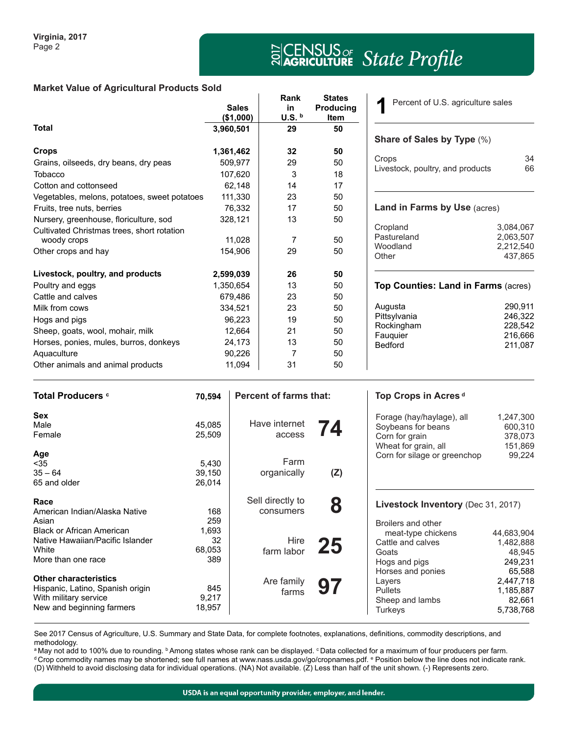# 2017 Census of Agriculture State Profile

## Market Value of Agricultural Products Sold

| | Sales ($1,000) | Rank in U.S. [b] | States Producing Item |
|---|---|---|---|
| **Total** | **3,960,501** | **29** | **50** |
| **Crops** | **1,361,462** | **32** | **50** |
| Grains, oilseeds, dry beans, dry peas | 509,977 | 29 | 50 |
| Tobacco | 107,620 | 3 | 18 |
| Cotton and cottonseed | 62,148 | 14 | 17 |
| Vegetables, melons, potatoes, sweet potatoes | 111,330 | 23 | 50 |
| Fruits, tree nuts, berries | 76,332 | 17 | 50 |
| Nursery, greenhouse, floriculture, sod | 328,121 | 13 | 50 |
| Cultivated Christmas trees, short rotation woody crops | 11,028 | 7 | 50 |
| Other crops and hay | 154,906 | 29 | 50 |
| **Livestock, poultry, and products** | **2,599,039** | **26** | **50** |
| Poultry and eggs | 1,350,654 | 13 | 50 |
| Cattle and calves | 679,486 | 23 | 50 |
| Milk from cows | 334,521 | 23 | 50 |
| Hogs and pigs | 96,223 | 19 | 50 |
| Sheep, goats, wool, mohair, milk | 12,664 | 21 | 50 |
| Horses, ponies, mules, burros, donkeys | 24,173 | 13 | 50 |
| Aquaculture | 90,226 | 7 | 50 |
| Other animals and animal products | 11,094 | 31 | 50 |

**1** Percent of U.S. agriculture sales

### Share of Sales by Type (%)

| | |
|---|---|
| Crops | 34 |
| Livestock, poultry, and products | 66 |

### Land in Farms by Use (acres)

| | |
|---|---|
| Cropland | 3,084,067 |
| Pastureland | 2,063,507 |
| Woodland | 2,212,540 |
| Other | 437,865 |

### Top Counties: Land in Farms (acres)

| | |
|---|---|
| Augusta | 290,911 |
| Pittsylvania | 246,322 |
| Rockingham | 228,542 |
| Fauquier | 216,666 |
| Bedford | 211,087 |

## Total Producers [c] 70,594

| | |
|---|---|
| **Sex** | |
| Male | 45,085 |
| Female | 25,509 |
| **Age** | |
| <35 | 5,430 |
| 35 – 64 | 39,150 |
| 65 and older | 26,014 |
| **Race** | |
| American Indian/Alaska Native | 168 |
| Asian | 259 |
| Black or African American | 1,693 |
| Native Hawaiian/Pacific Islander | 32 |
| White | 68,053 |
| More than one race | 389 |
| **Other characteristics** | |
| Hispanic, Latino, Spanish origin | 845 |
| With military service | 9,217 |
| New and beginning farmers | 18,957 |

### Percent of farms that:

| | |
|---|---|
| Have internet access | 74 |
| Farm organically | (Z) |
| Sell directly to consumers | 8 |
| Hire farm labor | 25 |
| Are family farms | 97 |

### Top Crops in Acres [d]

| | |
|---|---|
| Forage (hay/haylage), all | 1,247,300 |
| Soybeans for beans | 600,310 |
| Corn for grain | 378,073 |
| Wheat for grain, all | 151,869 |
| Corn for silage or greenchop | 99,224 |

### Livestock Inventory (Dec 31, 2017)

| | |
|---|---|
| Broilers and other meat-type chickens | 44,683,904 |
| Cattle and calves | 1,482,888 |
| Goats | 48,945 |
| Hogs and pigs | 249,231 |
| Horses and ponies | 65,588 |
| Layers | 2,447,718 |
| Pullets | 1,185,887 |
| Sheep and lambs | 82,661 |
| Turkeys | 5,738,768 |

See 2017 Census of Agriculture, U.S. Summary and State Data, for complete footnotes, explanations, definitions, commodity descriptions, and methodology.

[a] May not add to 100% due to rounding. [b] Among states whose rank can be displayed. [c] Data collected for a maximum of four producers per farm. [d] Crop commodity names may be shortened; see full names at www.nass.usda.gov/go/cropnames.pdf. [e] Position below the line does not indicate rank. (D) Withheld to avoid disclosing data for individual operations. (NA) Not available. (Z) Less than half of the unit shown. (-) Represents zero.

USDA is an equal opportunity provider, employer, and lender.